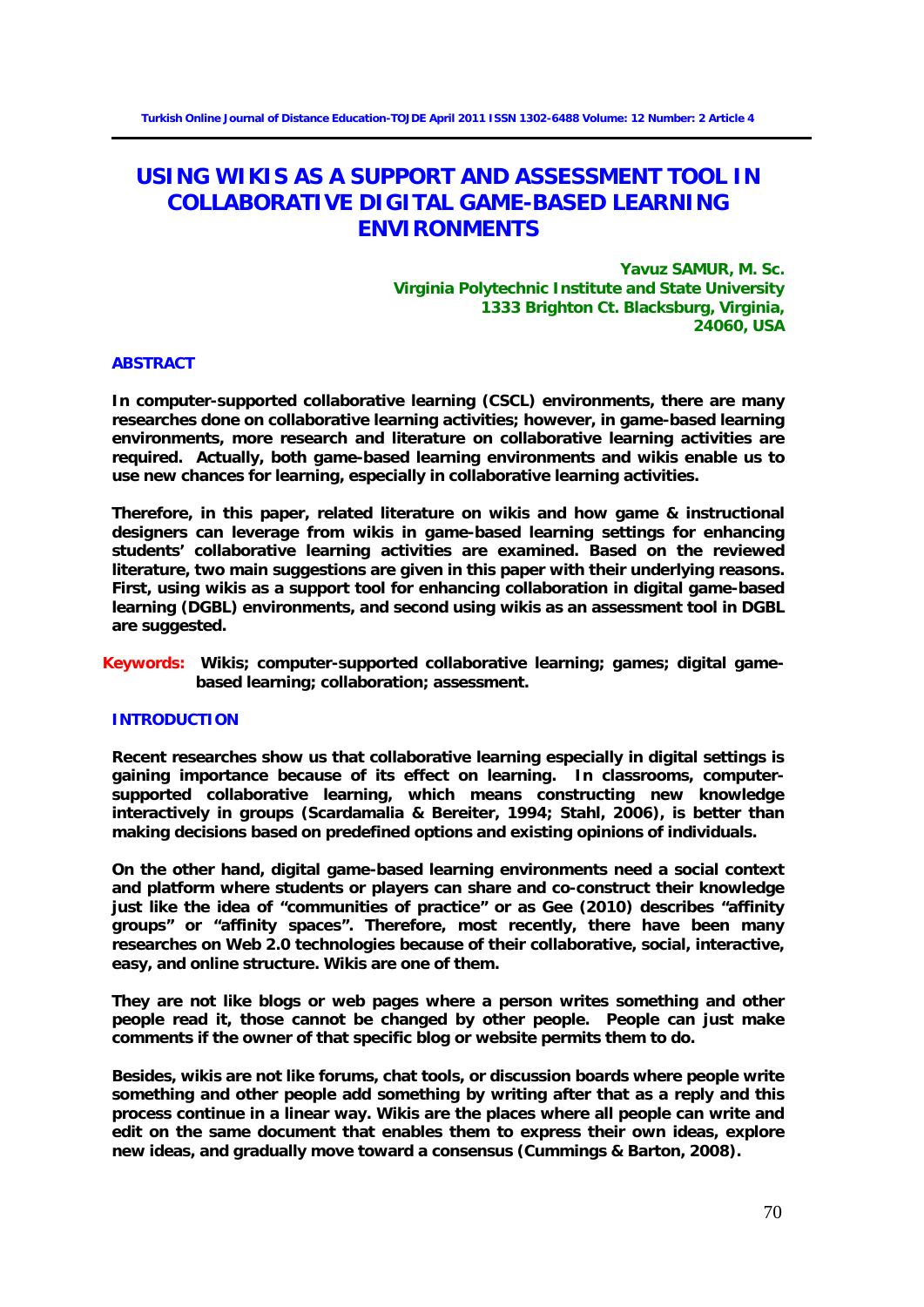# USING WIKIS AS A SUPPORT AND ASSESSMENT TOOL IN COLLABORATIVE DIGITAL GAME-BASED LEARNING ENVIRONMENTS

**Yavuz SAMUR, M. Sc.**
**Virginia Polytechnic Institute and State University**
**1333 Brighton Ct. Blacksburg, Virginia,**
**24060, USA**

## ABSTRACT

**In computer-supported collaborative learning (CSCL) environments, there are many researches done on collaborative learning activities; however, in game-based learning environments, more research and literature on collaborative learning activities are required. Actually, both game-based learning environments and wikis enable us to use new chances for learning, especially in collaborative learning activities.**

**Therefore, in this paper, related literature on wikis and how game & instructional designers can leverage from wikis in game-based learning settings for enhancing students' collaborative learning activities are examined. Based on the reviewed literature, two main suggestions are given in this paper with their underlying reasons. First, using wikis as a support tool for enhancing collaboration in digital game-based learning (DGBL) environments, and second using wikis as an assessment tool in DGBL are suggested.**

**Keywords:** **Wikis; computer-supported collaborative learning; games; digital game-based learning; collaboration; assessment.**

## INTRODUCTION

**Recent researches show us that collaborative learning especially in digital settings is gaining importance because of its effect on learning. In classrooms, computer-supported collaborative learning, which means constructing new knowledge interactively in groups (Scardamalia & Bereiter, 1994; Stahl, 2006), is better than making decisions based on predefined options and existing opinions of individuals.**

**On the other hand, digital game-based learning environments need a social context and platform where students or players can share and co-construct their knowledge just like the idea of "communities of practice" or as Gee (2010) describes "affinity groups" or "affinity spaces". Therefore, most recently, there have been many researches on Web 2.0 technologies because of their collaborative, social, interactive, easy, and online structure. Wikis are one of them.**

**They are not like blogs or web pages where a person writes something and other people read it, those cannot be changed by other people. People can just make comments if the owner of that specific blog or website permits them to do.**

**Besides, wikis are not like forums, chat tools, or discussion boards where people write something and other people add something by writing after that as a reply and this process continue in a linear way. Wikis are the places where all people can write and edit on the same document that enables them to express their own ideas, explore new ideas, and gradually move toward a consensus (Cummings & Barton, 2008).**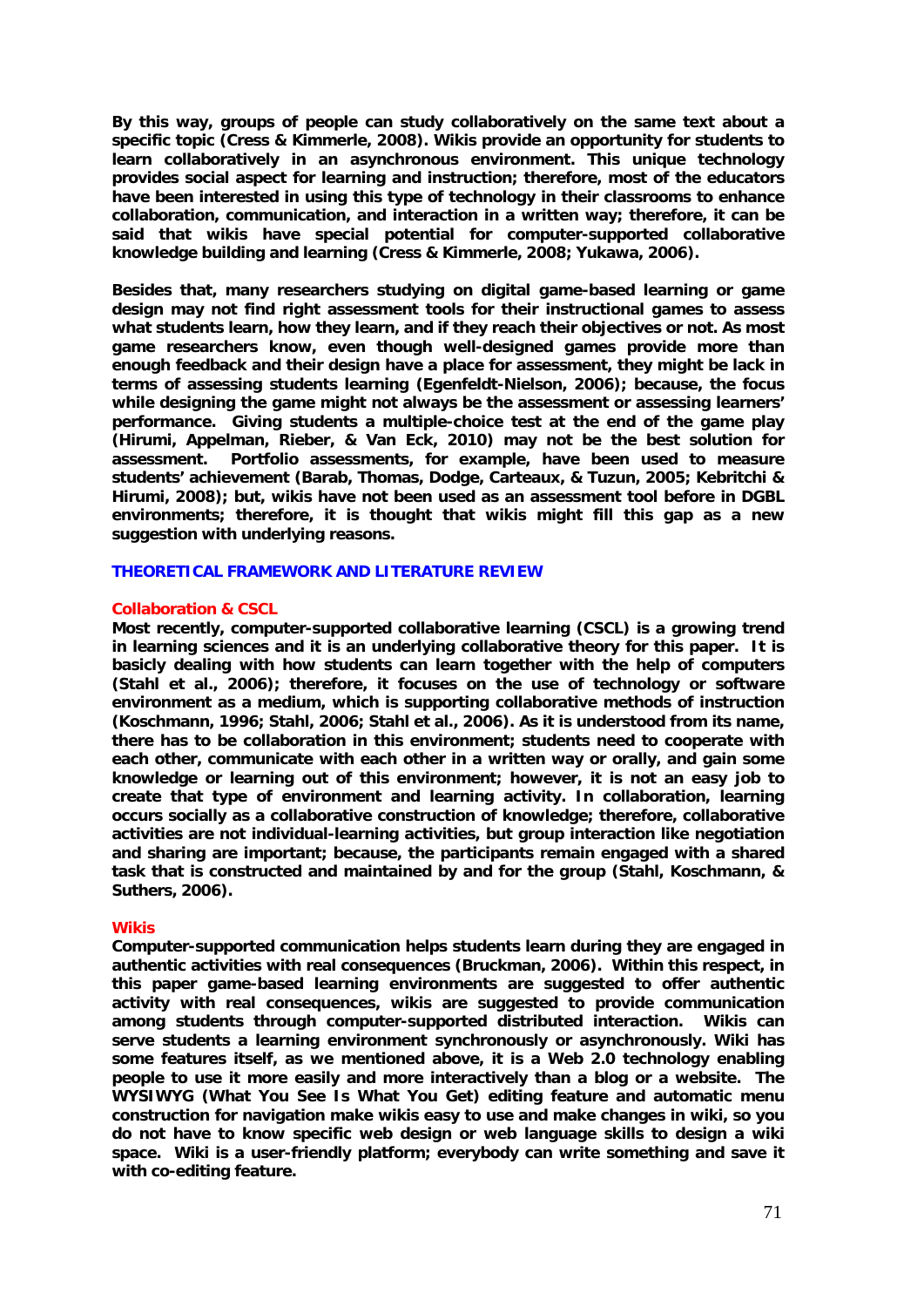**By this way, groups of people can study collaboratively on the same text about a specific topic (Cress & Kimmerle, 2008). Wikis provide an opportunity for students to learn collaboratively in an asynchronous environment. This unique technology provides social aspect for learning and instruction; therefore, most of the educators have been interested in using this type of technology in their classrooms to enhance collaboration, communication, and interaction in a written way; therefore, it can be said that wikis have special potential for computer-supported collaborative knowledge building and learning (Cress & Kimmerle, 2008; Yukawa, 2006).**

**Besides that, many researchers studying on digital game-based learning or game design may not find right assessment tools for their instructional games to assess what students learn, how they learn, and if they reach their objectives or not. As most game researchers know, even though well-designed games provide more than enough feedback and their design have a place for assessment, they might be lack in terms of assessing students learning (Egenfeldt-Nielson, 2006); because, the focus while designing the game might not always be the assessment or assessing learners' performance. Giving students a multiple-choice test at the end of the game play (Hirumi, Appelman, Rieber, & Van Eck, 2010) may not be the best solution for assessment. Portfolio assessments, for example, have been used to measure students' achievement (Barab, Thomas, Dodge, Carteaux, & Tuzun, 2005; Kebritchi & Hirumi, 2008); but, wikis have not been used as an assessment tool before in DGBL environments; therefore, it is thought that wikis might fill this gap as a new suggestion with underlying reasons.**

## THEORETICAL FRAMEWORK AND LITERATURE REVIEW

### Collaboration & CSCL

**Most recently, computer-supported collaborative learning (CSCL) is a growing trend in learning sciences and it is an underlying collaborative theory for this paper. It is basicly dealing with how students can learn together with the help of computers (Stahl et al., 2006); therefore, it focuses on the use of technology or software environment as a medium, which is supporting collaborative methods of instruction (Koschmann, 1996; Stahl, 2006; Stahl et al., 2006). As it is understood from its name, there has to be collaboration in this environment; students need to cooperate with each other, communicate with each other in a written way or orally, and gain some knowledge or learning out of this environment; however, it is not an easy job to create that type of environment and learning activity. In collaboration, learning occurs socially as a collaborative construction of knowledge; therefore, collaborative activities are not individual-learning activities, but group interaction like negotiation and sharing are important; because, the participants remain engaged with a shared task that is constructed and maintained by and for the group (Stahl, Koschmann, & Suthers, 2006).**

### Wikis

**Computer-supported communication helps students learn during they are engaged in authentic activities with real consequences (Bruckman, 2006). Within this respect, in this paper game-based learning environments are suggested to offer authentic activity with real consequences, wikis are suggested to provide communication among students through computer-supported distributed interaction. Wikis can serve students a learning environment synchronously or asynchronously. Wiki has some features itself, as we mentioned above, it is a Web 2.0 technology enabling people to use it more easily and more interactively than a blog or a website. The WYSIWYG (What You See Is What You Get) editing feature and automatic menu construction for navigation make wikis easy to use and make changes in wiki, so you do not have to know specific web design or web language skills to design a wiki space. Wiki is a user-friendly platform; everybody can write something and save it with co-editing feature.**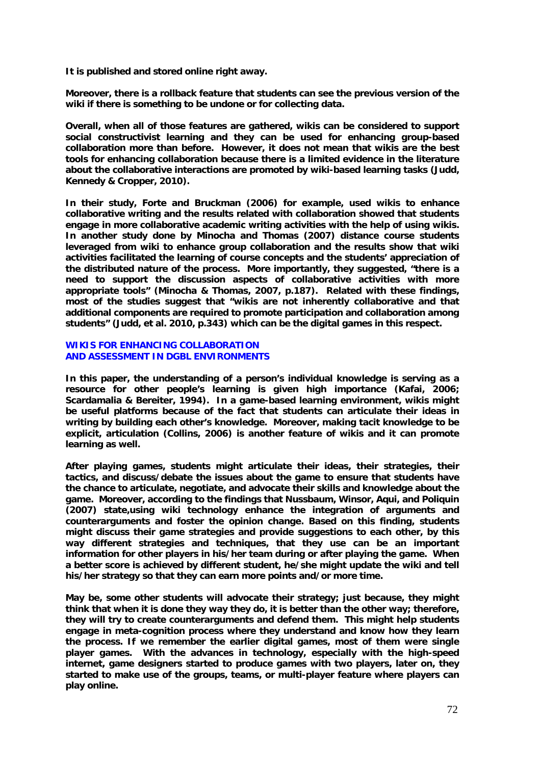It is published and stored online right away.

Moreover, there is a rollback feature that students can see the previous version of the wiki if there is something to be undone or for collecting data.

Overall, when all of those features are gathered, wikis can be considered to support social constructivist learning and they can be used for enhancing group-based collaboration more than before. However, it does not mean that wikis are the best tools for enhancing collaboration because there is a limited evidence in the literature about the collaborative interactions are promoted by wiki-based learning tasks (Judd, Kennedy & Cropper, 2010).

In their study, Forte and Bruckman (2006) for example, used wikis to enhance collaborative writing and the results related with collaboration showed that students engage in more collaborative academic writing activities with the help of using wikis. In another study done by Minocha and Thomas (2007) distance course students leveraged from wiki to enhance group collaboration and the results show that wiki activities facilitated the learning of course concepts and the students' appreciation of the distributed nature of the process. More importantly, they suggested, "there is a need to support the discussion aspects of collaborative activities with more appropriate tools" (Minocha & Thomas, 2007, p.187). Related with these findings, most of the studies suggest that "wikis are not inherently collaborative and that additional components are required to promote participation and collaboration among students" (Judd, et al. 2010, p.343) which can be the digital games in this respect.

## WIKIS FOR ENHANCING COLLABORATION AND ASSESSMENT IN DGBL ENVIRONMENTS

In this paper, the understanding of a person's individual knowledge is serving as a resource for other people's learning is given high importance (Kafai, 2006; Scardamalia & Bereiter, 1994). In a game-based learning environment, wikis might be useful platforms because of the fact that students can articulate their ideas in writing by building each other's knowledge. Moreover, making tacit knowledge to be explicit, articulation (Collins, 2006) is another feature of wikis and it can promote learning as well.

After playing games, students might articulate their ideas, their strategies, their tactics, and discuss/debate the issues about the game to ensure that students have the chance to articulate, negotiate, and advocate their skills and knowledge about the game. Moreover, according to the findings that Nussbaum, Winsor, Aqui, and Poliquin (2007) state,using wiki technology enhance the integration of arguments and counterarguments and foster the opinion change. Based on this finding, students might discuss their game strategies and provide suggestions to each other, by this way different strategies and techniques, that they use can be an important information for other players in his/her team during or after playing the game. When a better score is achieved by different student, he/she might update the wiki and tell his/her strategy so that they can earn more points and/or more time.

May be, some other students will advocate their strategy; just because, they might think that when it is done they way they do, it is better than the other way; therefore, they will try to create counterarguments and defend them. This might help students engage in meta-cognition process where they understand and know how they learn the process. If we remember the earlier digital games, most of them were single player games. With the advances in technology, especially with the high-speed internet, game designers started to produce games with two players, later on, they started to make use of the groups, teams, or multi-player feature where players can play online.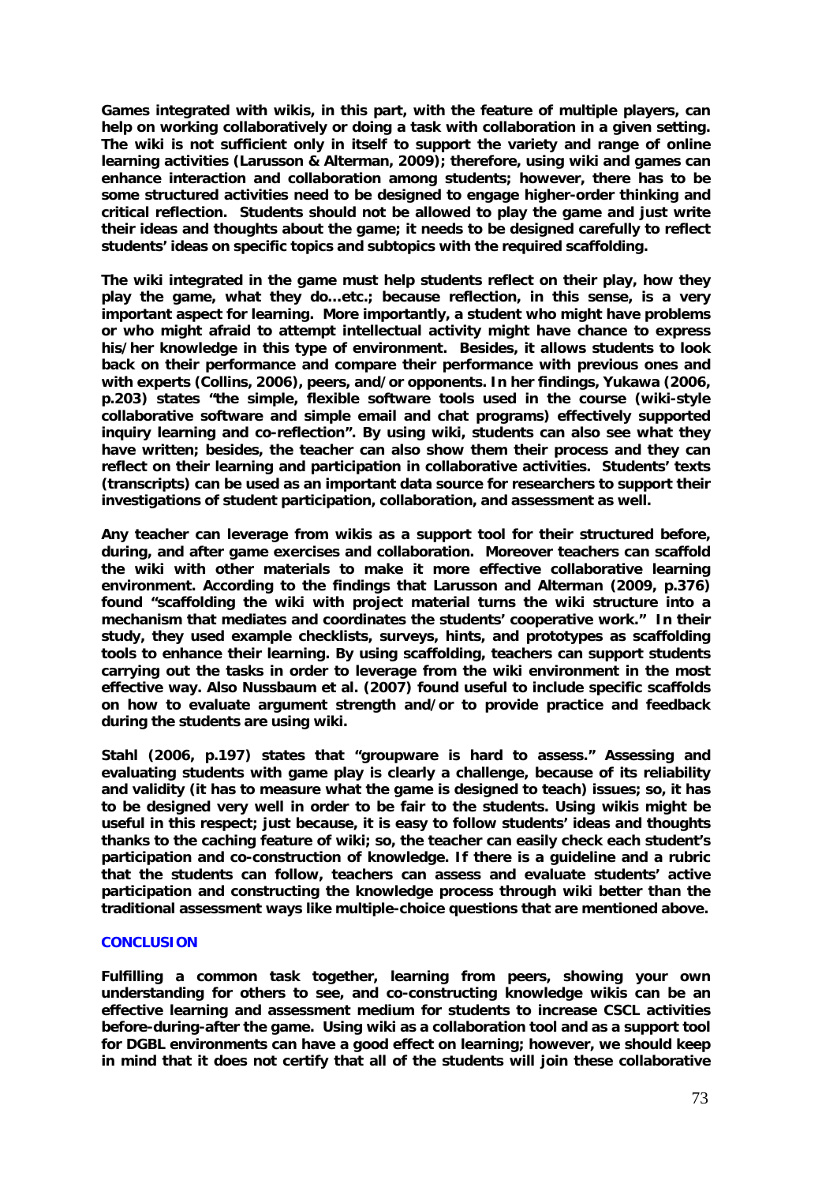**Games integrated with wikis, in this part, with the feature of multiple players, can help on working collaboratively or doing a task with collaboration in a given setting. The wiki is not sufficient only in itself to support the variety and range of online learning activities (Larusson & Alterman, 2009); therefore, using wiki and games can enhance interaction and collaboration among students; however, there has to be some structured activities need to be designed to engage higher-order thinking and critical reflection. Students should not be allowed to play the game and just write their ideas and thoughts about the game; it needs to be designed carefully to reflect students' ideas on specific topics and subtopics with the required scaffolding.**

**The wiki integrated in the game must help students reflect on their play, how they play the game, what they do…etc.; because reflection, in this sense, is a very important aspect for learning. More importantly, a student who might have problems or who might afraid to attempt intellectual activity might have chance to express his/her knowledge in this type of environment. Besides, it allows students to look back on their performance and compare their performance with previous ones and with experts (Collins, 2006), peers, and/or opponents. In her findings, Yukawa (2006, p.203) states "the simple, flexible software tools used in the course (wiki-style collaborative software and simple email and chat programs) effectively supported inquiry learning and co-reflection". By using wiki, students can also see what they have written; besides, the teacher can also show them their process and they can reflect on their learning and participation in collaborative activities. Students' texts (transcripts) can be used as an important data source for researchers to support their investigations of student participation, collaboration, and assessment as well.**

**Any teacher can leverage from wikis as a support tool for their structured before, during, and after game exercises and collaboration. Moreover teachers can scaffold the wiki with other materials to make it more effective collaborative learning environment. According to the findings that Larusson and Alterman (2009, p.376) found "scaffolding the wiki with project material turns the wiki structure into a mechanism that mediates and coordinates the students' cooperative work." In their study, they used example checklists, surveys, hints, and prototypes as scaffolding tools to enhance their learning. By using scaffolding, teachers can support students carrying out the tasks in order to leverage from the wiki environment in the most effective way. Also Nussbaum et al. (2007) found useful to include specific scaffolds on how to evaluate argument strength and/or to provide practice and feedback during the students are using wiki.**

**Stahl (2006, p.197) states that "groupware is hard to assess." Assessing and evaluating students with game play is clearly a challenge, because of its reliability and validity (it has to measure what the game is designed to teach) issues; so, it has to be designed very well in order to be fair to the students. Using wikis might be useful in this respect; just because, it is easy to follow students' ideas and thoughts thanks to the caching feature of wiki; so, the teacher can easily check each student's participation and co-construction of knowledge. If there is a guideline and a rubric that the students can follow, teachers can assess and evaluate students' active participation and constructing the knowledge process through wiki better than the traditional assessment ways like multiple-choice questions that are mentioned above.**

## CONCLUSION

**Fulfilling a common task together, learning from peers, showing your own understanding for others to see, and co-constructing knowledge wikis can be an effective learning and assessment medium for students to increase CSCL activities before-during-after the game. Using wiki as a collaboration tool and as a support tool for DGBL environments can have a good effect on learning; however, we should keep in mind that it does not certify that all of the students will join these collaborative**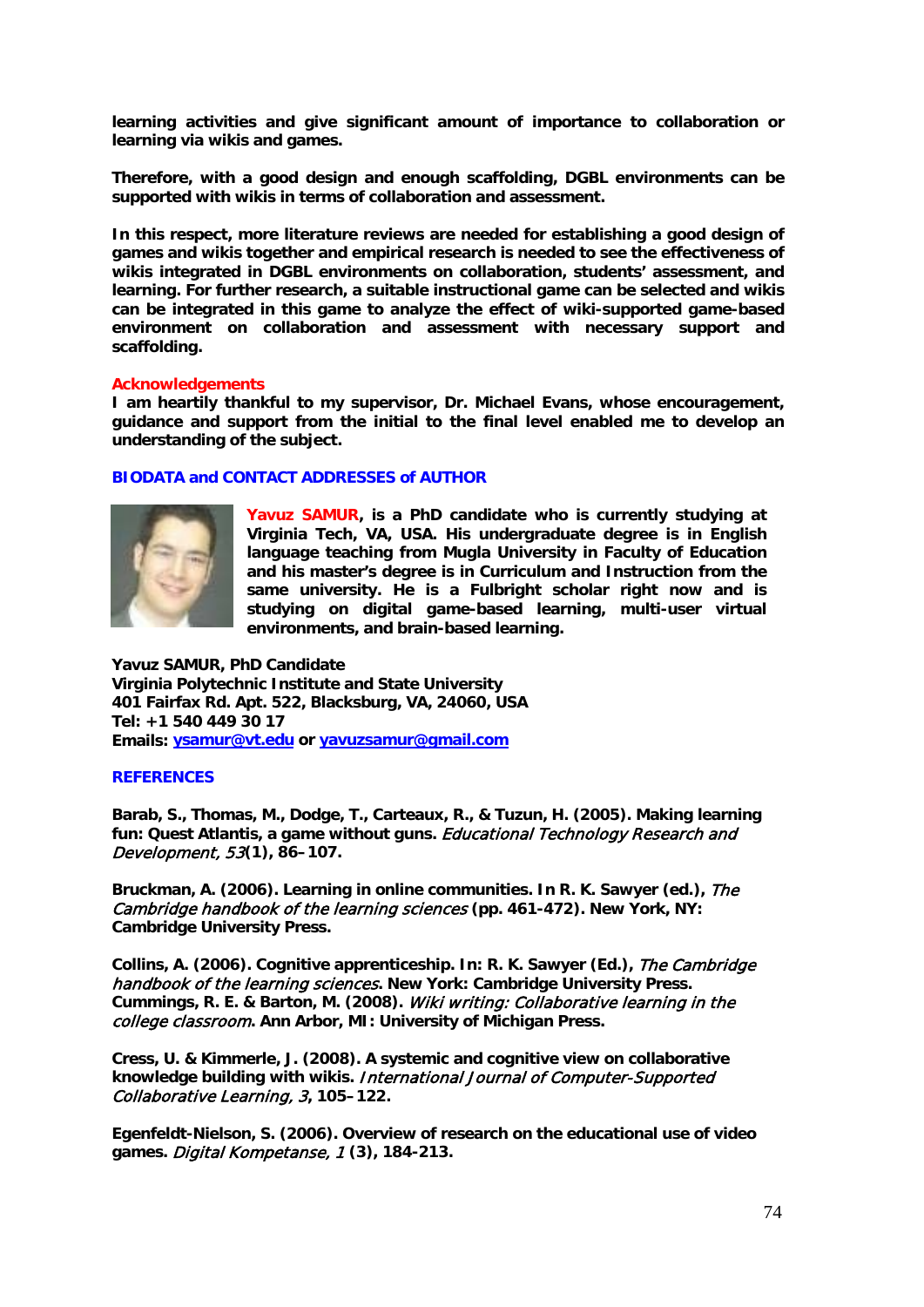**learning activities and give significant amount of importance to collaboration or learning via wikis and games.**

**Therefore, with a good design and enough scaffolding, DGBL environments can be supported with wikis in terms of collaboration and assessment.**

**In this respect, more literature reviews are needed for establishing a good design of games and wikis together and empirical research is needed to see the effectiveness of wikis integrated in DGBL environments on collaboration, students' assessment, and learning. For further research, a suitable instructional game can be selected and wikis can be integrated in this game to analyze the effect of wiki-supported game-based environment on collaboration and assessment with necessary support and scaffolding.**

## Acknowledgements

**I am heartily thankful to my supervisor, Dr. Michael Evans, whose encouragement, guidance and support from the initial to the final level enabled me to develop an understanding of the subject.**

## BIODATA and CONTACT ADDRESSES of AUTHOR

**Yavuz SAMUR, is a PhD candidate who is currently studying at Virginia Tech, VA, USA. His undergraduate degree is in English language teaching from Mugla University in Faculty of Education and his master's degree is in Curriculum and Instruction from the same university. He is a Fulbright scholar right now and is studying on digital game-based learning, multi-user virtual environments, and brain-based learning.**

**Yavuz SAMUR, PhD Candidate**
**Virginia Polytechnic Institute and State University**
**401 Fairfax Rd. Apt. 522, Blacksburg, VA, 24060, USA**
**Tel: +1 540 449 30 17**
**Emails: ysamur@vt.edu or yavuzsamur@gmail.com**

## REFERENCES

**Barab, S., Thomas, M., Dodge, T., Carteaux, R., & Tuzun, H. (2005). Making learning fun: Quest Atlantis, a game without guns.** *Educational Technology Research and Development, 53***(1), 86–107.**

**Bruckman, A. (2006). Learning in online communities. In R. K. Sawyer (ed.),** *The Cambridge handbook of the learning sciences* **(pp. 461-472). New York, NY: Cambridge University Press.**

**Collins, A. (2006). Cognitive apprenticeship. In: R. K. Sawyer (Ed.),** *The Cambridge handbook of the learning sciences***. New York: Cambridge University Press.**
**Cummings, R. E. & Barton, M. (2008).** *Wiki writing: Collaborative learning in the college classroom***. Ann Arbor, MI: University of Michigan Press.**

**Cress, U. & Kimmerle, J. (2008). A systemic and cognitive view on collaborative knowledge building with wikis.** *International Journal of Computer-Supported Collaborative Learning, 3***, 105–122.**

**Egenfeldt-Nielson, S. (2006). Overview of research on the educational use of video games.** *Digital Kompetanse, 1* **(3), 184-213.**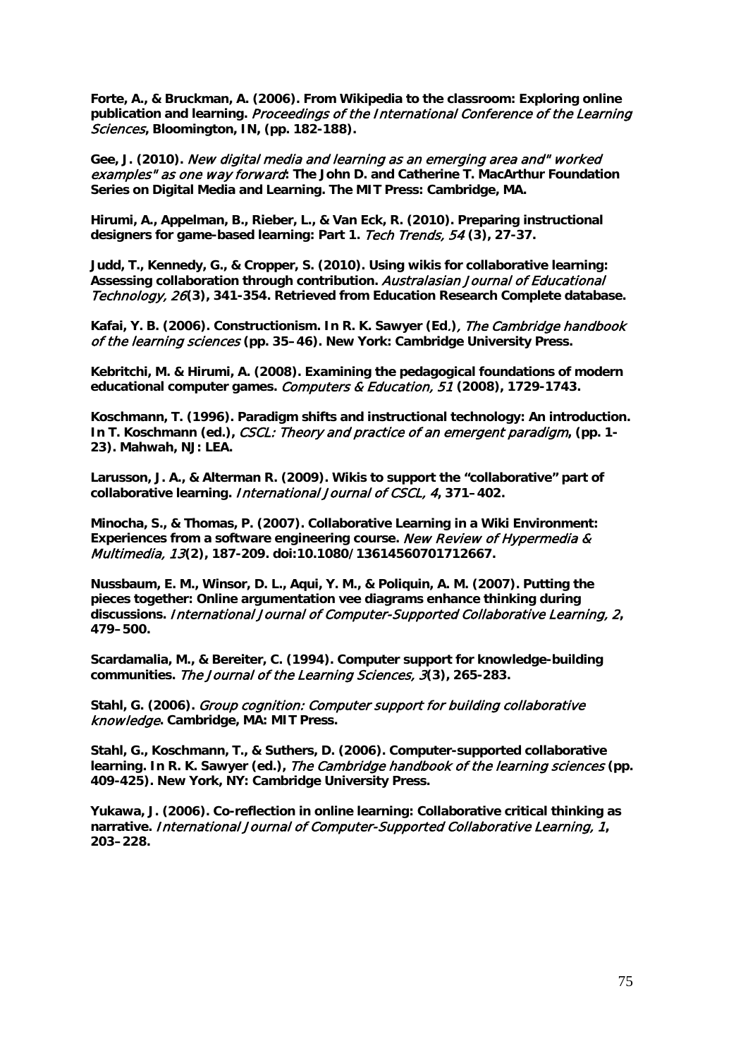**Forte, A., & Bruckman, A. (2006). From Wikipedia to the classroom: Exploring online publication and learning.** *Proceedings of the International Conference of the Learning Sciences***, Bloomington, IN, (pp. 182-188).**

**Gee, J. (2010).** *New digital media and learning as an emerging area and" worked examples" as one way forward***: The John D. and Catherine T. MacArthur Foundation Series on Digital Media and Learning. The MIT Press: Cambridge, MA.**

**Hirumi, A., Appelman, B., Rieber, L., & Van Eck, R. (2010). Preparing instructional designers for game-based learning: Part 1.** *Tech Trends, 54* **(3), 27-37.**

**Judd, T., Kennedy, G., & Cropper, S. (2010). Using wikis for collaborative learning: Assessing collaboration through contribution.** *Australasian Journal of Educational Technology, 26***(3), 341-354. Retrieved from Education Research Complete database.**

**Kafai, Y. B. (2006). Constructionism. In R. K. Sawyer (Ed.)***, The Cambridge handbook of the learning sciences* **(pp. 35–46). New York: Cambridge University Press.**

**Kebritchi, M. & Hirumi, A. (2008). Examining the pedagogical foundations of modern educational computer games.** *Computers & Education, 51* **(2008), 1729-1743.**

**Koschmann, T. (1996). Paradigm shifts and instructional technology: An introduction. In T. Koschmann (ed.),** *CSCL: Theory and practice of an emergent paradigm***, (pp. 1-23). Mahwah, NJ: LEA.**

**Larusson, J. A., & Alterman R. (2009). Wikis to support the "collaborative" part of collaborative learning.** *International Journal of CSCL, 4***, 371–402.**

**Minocha, S., & Thomas, P. (2007). Collaborative Learning in a Wiki Environment: Experiences from a software engineering course.** *New Review of Hypermedia & Multimedia, 13***(2), 187-209. doi:10.1080/13614560701712667.**

**Nussbaum, E. M., Winsor, D. L., Aqui, Y. M., & Poliquin, A. M. (2007). Putting the pieces together: Online argumentation vee diagrams enhance thinking during discussions.** *International Journal of Computer-Supported Collaborative Learning, 2***, 479–500.**

**Scardamalia, M., & Bereiter, C. (1994). Computer support for knowledge-building communities.** *The Journal of the Learning Sciences, 3***(3), 265-283.**

**Stahl, G. (2006).** *Group cognition: Computer support for building collaborative knowledge***. Cambridge, MA: MIT Press.**

**Stahl, G., Koschmann, T., & Suthers, D. (2006). Computer-supported collaborative learning. In R. K. Sawyer (ed.),** *The Cambridge handbook of the learning sciences* **(pp. 409-425). New York, NY: Cambridge University Press.**

**Yukawa, J. (2006). Co-reflection in online learning: Collaborative critical thinking as narrative.** *International Journal of Computer-Supported Collaborative Learning, 1***, 203–228.**